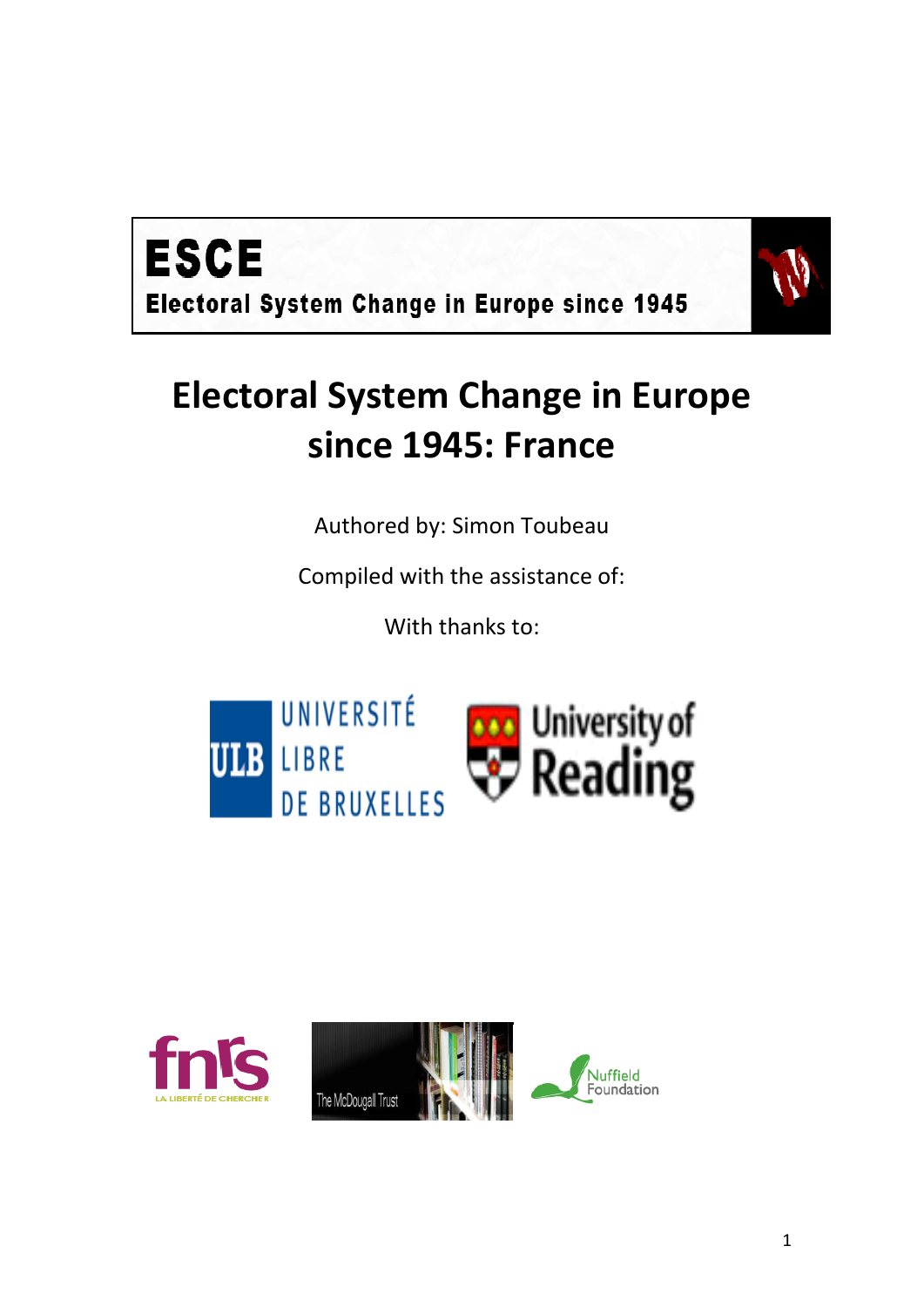**ESCE**

**Electoral System Change in Europe since 1945**

# Electoral System Change in Europe since 1945: France

Authored by: Simon Toubeau

Compiled with the assistance of:

With thanks to: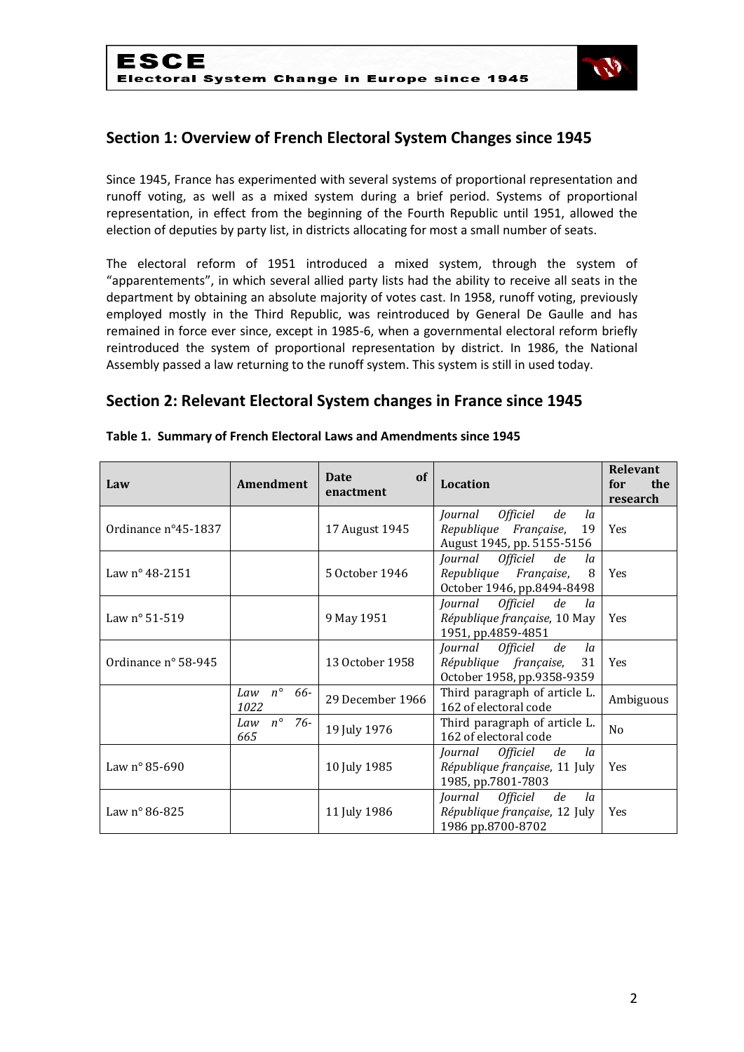## Section 1: Overview of French Electoral System Changes since 1945

Since 1945, France has experimented with several systems of proportional representation and runoff voting, as well as a mixed system during a brief period. Systems of proportional representation, in effect from the beginning of the Fourth Republic until 1951, allowed the election of deputies by party list, in districts allocating for most a small number of seats.

The electoral reform of 1951 introduced a mixed system, through the system of "apparentements", in which several allied party lists had the ability to receive all seats in the department by obtaining an absolute majority of votes cast. In 1958, runoff voting, previously employed mostly in the Third Republic, was reintroduced by General De Gaulle and has remained in force ever since, except in 1985-6, when a governmental electoral reform briefly reintroduced the system of proportional representation by district. In 1986, the National Assembly passed a law returning to the runoff system. This system is still in used today.

## Section 2: Relevant Electoral System changes in France since 1945

**Table 1. Summary of French Electoral Laws and Amendments since 1945**

| Law | Amendment | Date of enactment | Location | Relevant for the research |
|---|---|---|---|---|
| Ordinance n°45-1837 | | 17 August 1945 | *Journal Officiel de la Republique Française*, 19 August 1945, pp. 5155-5156 | Yes |
| Law n° 48-2151 | | 5 October 1946 | *Journal Officiel de la Republique Française*, 8 October 1946, pp.8494-8498 | Yes |
| Law n° 51-519 | | 9 May 1951 | *Journal Officiel de la République française*, 10 May 1951, pp.4859-4851 | Yes |
| Ordinance n° 58-945 | | 13 October 1958 | *Journal Officiel de la République française*, 31 October 1958, pp.9358-9359 | Yes |
| | *Law n° 66-1022* | 29 December 1966 | Third paragraph of article L. 162 of electoral code | Ambiguous |
| | *Law n° 76-665* | 19 July 1976 | Third paragraph of article L. 162 of electoral code | No |
| Law n° 85-690 | | 10 July 1985 | *Journal Officiel de la République française*, 11 July 1985, pp.7801-7803 | Yes |
| Law n° 86-825 | | 11 July 1986 | *Journal Officiel de la République française*, 12 July 1986 pp.8700-8702 | Yes |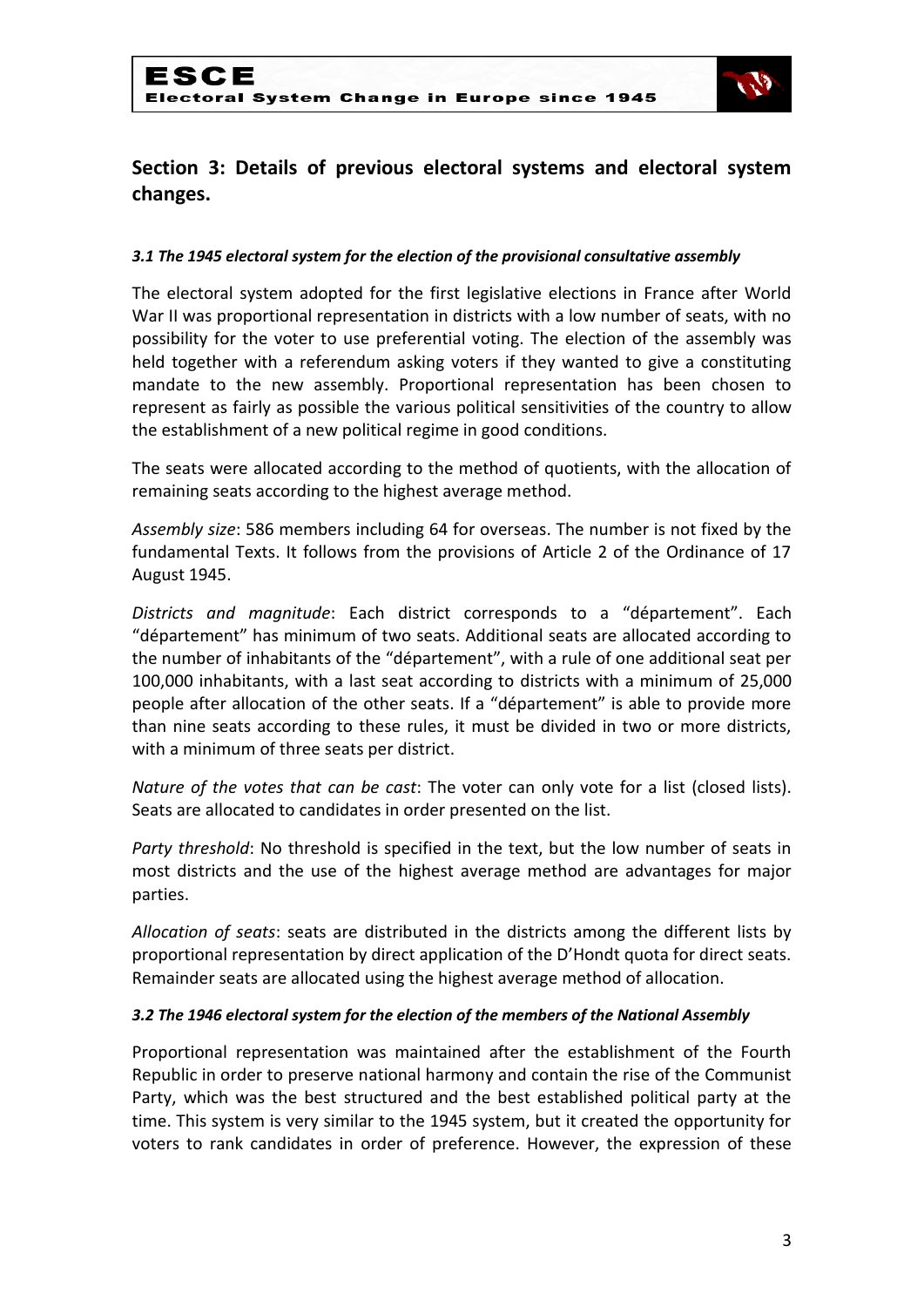## Section 3: Details of previous electoral systems and electoral system changes.

#### *3.1 The 1945 electoral system for the election of the provisional consultative assembly*

The electoral system adopted for the first legislative elections in France after World War II was proportional representation in districts with a low number of seats, with no possibility for the voter to use preferential voting. The election of the assembly was held together with a referendum asking voters if they wanted to give a constituting mandate to the new assembly. Proportional representation has been chosen to represent as fairly as possible the various political sensitivities of the country to allow the establishment of a new political regime in good conditions.

The seats were allocated according to the method of quotients, with the allocation of remaining seats according to the highest average method.

*Assembly size*: 586 members including 64 for overseas. The number is not fixed by the fundamental Texts. It follows from the provisions of Article 2 of the Ordinance of 17 August 1945.

*Districts and magnitude*: Each district corresponds to a "département". Each "département" has minimum of two seats. Additional seats are allocated according to the number of inhabitants of the "département", with a rule of one additional seat per 100,000 inhabitants, with a last seat according to districts with a minimum of 25,000 people after allocation of the other seats. If a "département" is able to provide more than nine seats according to these rules, it must be divided in two or more districts, with a minimum of three seats per district.

*Nature of the votes that can be cast*: The voter can only vote for a list (closed lists). Seats are allocated to candidates in order presented on the list.

*Party threshold*: No threshold is specified in the text, but the low number of seats in most districts and the use of the highest average method are advantages for major parties.

*Allocation of seats*: seats are distributed in the districts among the different lists by proportional representation by direct application of the D'Hondt quota for direct seats. Remainder seats are allocated using the highest average method of allocation.

#### *3.2 The 1946 electoral system for the election of the members of the National Assembly*

Proportional representation was maintained after the establishment of the Fourth Republic in order to preserve national harmony and contain the rise of the Communist Party, which was the best structured and the best established political party at the time. This system is very similar to the 1945 system, but it created the opportunity for voters to rank candidates in order of preference. However, the expression of these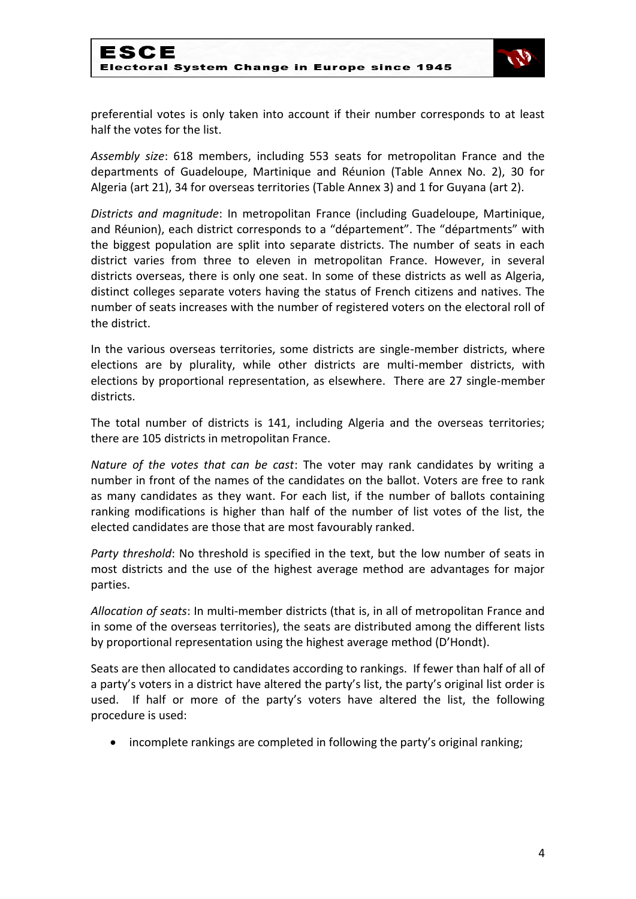preferential votes is only taken into account if their number corresponds to at least half the votes for the list.

*Assembly size*: 618 members, including 553 seats for metropolitan France and the departments of Guadeloupe, Martinique and Réunion (Table Annex No. 2), 30 for Algeria (art 21), 34 for overseas territories (Table Annex 3) and 1 for Guyana (art 2).

*Districts and magnitude*: In metropolitan France (including Guadeloupe, Martinique, and Réunion), each district corresponds to a "département". The "départments" with the biggest population are split into separate districts. The number of seats in each district varies from three to eleven in metropolitan France. However, in several districts overseas, there is only one seat. In some of these districts as well as Algeria, distinct colleges separate voters having the status of French citizens and natives. The number of seats increases with the number of registered voters on the electoral roll of the district.

In the various overseas territories, some districts are single-member districts, where elections are by plurality, while other districts are multi-member districts, with elections by proportional representation, as elsewhere. There are 27 single-member districts.

The total number of districts is 141, including Algeria and the overseas territories; there are 105 districts in metropolitan France.

*Nature of the votes that can be cast*: The voter may rank candidates by writing a number in front of the names of the candidates on the ballot. Voters are free to rank as many candidates as they want. For each list, if the number of ballots containing ranking modifications is higher than half of the number of list votes of the list, the elected candidates are those that are most favourably ranked.

*Party threshold*: No threshold is specified in the text, but the low number of seats in most districts and the use of the highest average method are advantages for major parties.

*Allocation of seats*: In multi-member districts (that is, in all of metropolitan France and in some of the overseas territories), the seats are distributed among the different lists by proportional representation using the highest average method (D'Hondt).

Seats are then allocated to candidates according to rankings. If fewer than half of all of a party's voters in a district have altered the party's list, the party's original list order is used. If half or more of the party's voters have altered the list, the following procedure is used:

- incomplete rankings are completed in following the party's original ranking;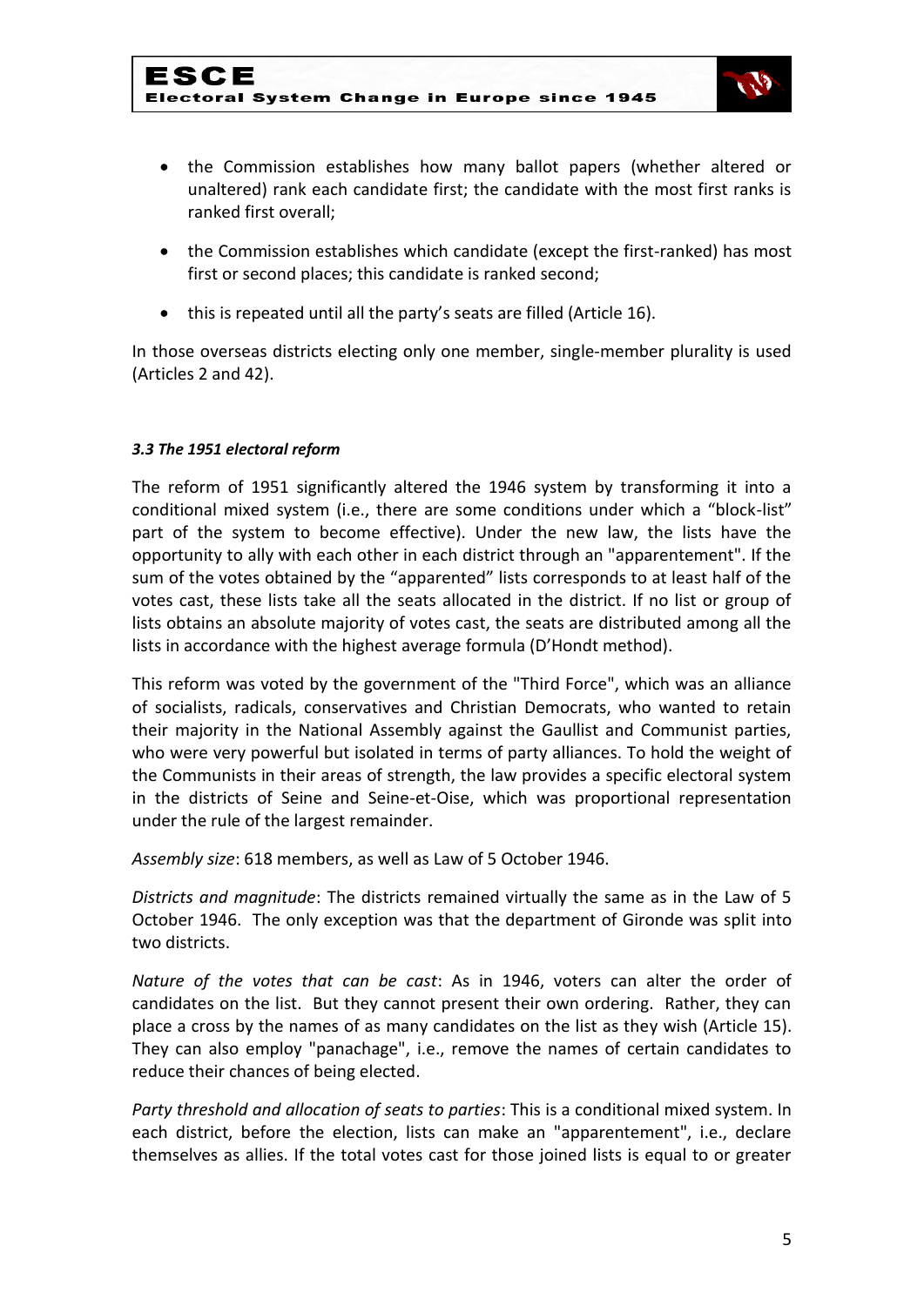- the Commission establishes how many ballot papers (whether altered or unaltered) rank each candidate first; the candidate with the most first ranks is ranked first overall;
- the Commission establishes which candidate (except the first-ranked) has most first or second places; this candidate is ranked second;
- this is repeated until all the party's seats are filled (Article 16).

In those overseas districts electing only one member, single-member plurality is used (Articles 2 and 42).

### *3.3 The 1951 electoral reform*

The reform of 1951 significantly altered the 1946 system by transforming it into a conditional mixed system (i.e., there are some conditions under which a "block-list" part of the system to become effective). Under the new law, the lists have the opportunity to ally with each other in each district through an "apparentement". If the sum of the votes obtained by the "apparented" lists corresponds to at least half of the votes cast, these lists take all the seats allocated in the district. If no list or group of lists obtains an absolute majority of votes cast, the seats are distributed among all the lists in accordance with the highest average formula (D'Hondt method).

This reform was voted by the government of the "Third Force", which was an alliance of socialists, radicals, conservatives and Christian Democrats, who wanted to retain their majority in the National Assembly against the Gaullist and Communist parties, who were very powerful but isolated in terms of party alliances. To hold the weight of the Communists in their areas of strength, the law provides a specific electoral system in the districts of Seine and Seine-et-Oise, which was proportional representation under the rule of the largest remainder.

*Assembly size*: 618 members, as well as Law of 5 October 1946.

*Districts and magnitude*: The districts remained virtually the same as in the Law of 5 October 1946. The only exception was that the department of Gironde was split into two districts.

*Nature of the votes that can be cast*: As in 1946, voters can alter the order of candidates on the list. But they cannot present their own ordering. Rather, they can place a cross by the names of as many candidates on the list as they wish (Article 15). They can also employ "panachage", i.e., remove the names of certain candidates to reduce their chances of being elected.

*Party threshold and allocation of seats to parties*: This is a conditional mixed system. In each district, before the election, lists can make an "apparentement", i.e., declare themselves as allies. If the total votes cast for those joined lists is equal to or greater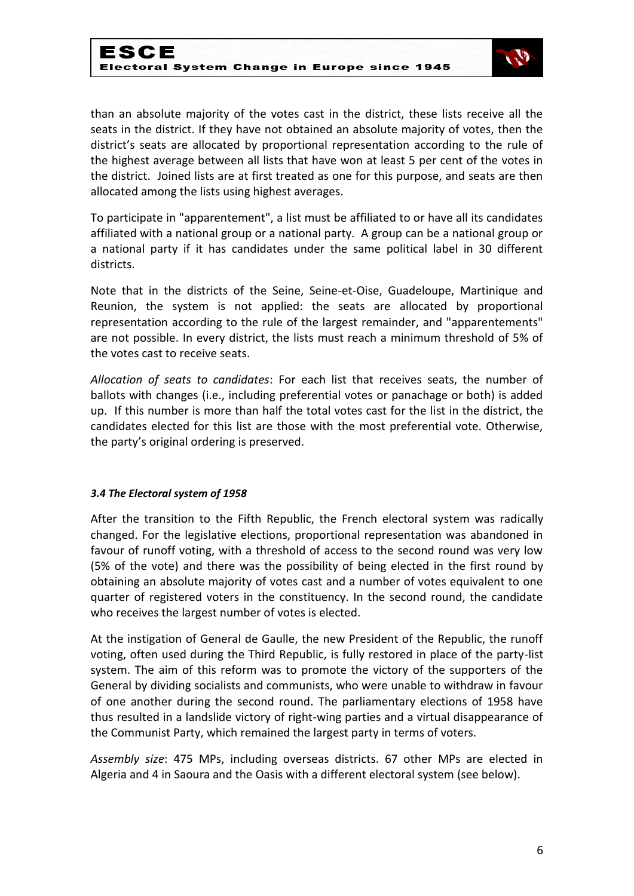than an absolute majority of the votes cast in the district, these lists receive all the seats in the district. If they have not obtained an absolute majority of votes, then the district's seats are allocated by proportional representation according to the rule of the highest average between all lists that have won at least 5 per cent of the votes in the district. Joined lists are at first treated as one for this purpose, and seats are then allocated among the lists using highest averages.

To participate in "apparentement", a list must be affiliated to or have all its candidates affiliated with a national group or a national party. A group can be a national group or a national party if it has candidates under the same political label in 30 different districts.

Note that in the districts of the Seine, Seine-et-Oise, Guadeloupe, Martinique and Reunion, the system is not applied: the seats are allocated by proportional representation according to the rule of the largest remainder, and "apparentements" are not possible. In every district, the lists must reach a minimum threshold of 5% of the votes cast to receive seats.

*Allocation of seats to candidates*: For each list that receives seats, the number of ballots with changes (i.e., including preferential votes or panachage or both) is added up. If this number is more than half the total votes cast for the list in the district, the candidates elected for this list are those with the most preferential vote. Otherwise, the party's original ordering is preserved.

### *3.4 The Electoral system of 1958*

After the transition to the Fifth Republic, the French electoral system was radically changed. For the legislative elections, proportional representation was abandoned in favour of runoff voting, with a threshold of access to the second round was very low (5% of the vote) and there was the possibility of being elected in the first round by obtaining an absolute majority of votes cast and a number of votes equivalent to one quarter of registered voters in the constituency. In the second round, the candidate who receives the largest number of votes is elected.

At the instigation of General de Gaulle, the new President of the Republic, the runoff voting, often used during the Third Republic, is fully restored in place of the party-list system. The aim of this reform was to promote the victory of the supporters of the General by dividing socialists and communists, who were unable to withdraw in favour of one another during the second round. The parliamentary elections of 1958 have thus resulted in a landslide victory of right-wing parties and a virtual disappearance of the Communist Party, which remained the largest party in terms of voters.

*Assembly size*: 475 MPs, including overseas districts. 67 other MPs are elected in Algeria and 4 in Saoura and the Oasis with a different electoral system (see below).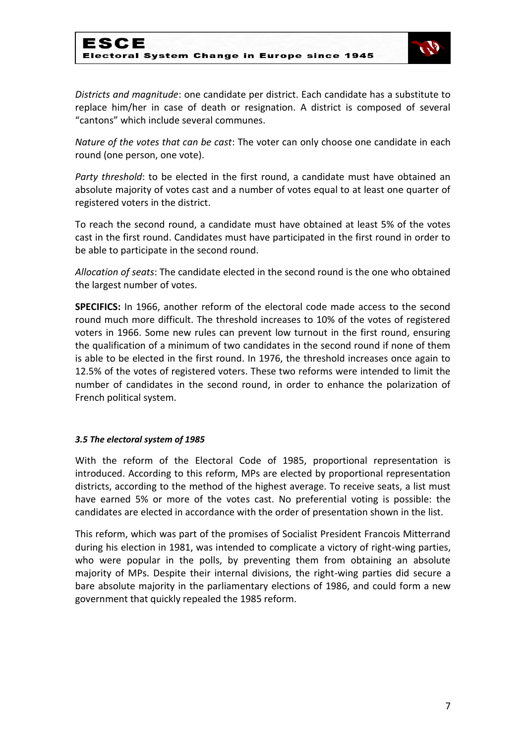*Districts and magnitude*: one candidate per district. Each candidate has a substitute to replace him/her in case of death or resignation. A district is composed of several "cantons" which include several communes.

*Nature of the votes that can be cast*: The voter can only choose one candidate in each round (one person, one vote).

*Party threshold*: to be elected in the first round, a candidate must have obtained an absolute majority of votes cast and a number of votes equal to at least one quarter of registered voters in the district.

To reach the second round, a candidate must have obtained at least 5% of the votes cast in the first round. Candidates must have participated in the first round in order to be able to participate in the second round.

*Allocation of seats*: The candidate elected in the second round is the one who obtained the largest number of votes.

**SPECIFICS:** In 1966, another reform of the electoral code made access to the second round much more difficult. The threshold increases to 10% of the votes of registered voters in 1966. Some new rules can prevent low turnout in the first round, ensuring the qualification of a minimum of two candidates in the second round if none of them is able to be elected in the first round. In 1976, the threshold increases once again to 12.5% of the votes of registered voters. These two reforms were intended to limit the number of candidates in the second round, in order to enhance the polarization of French political system.

### *3.5 The electoral system of 1985*

With the reform of the Electoral Code of 1985, proportional representation is introduced. According to this reform, MPs are elected by proportional representation districts, according to the method of the highest average. To receive seats, a list must have earned 5% or more of the votes cast. No preferential voting is possible: the candidates are elected in accordance with the order of presentation shown in the list.

This reform, which was part of the promises of Socialist President Francois Mitterrand during his election in 1981, was intended to complicate a victory of right-wing parties, who were popular in the polls, by preventing them from obtaining an absolute majority of MPs. Despite their internal divisions, the right-wing parties did secure a bare absolute majority in the parliamentary elections of 1986, and could form a new government that quickly repealed the 1985 reform.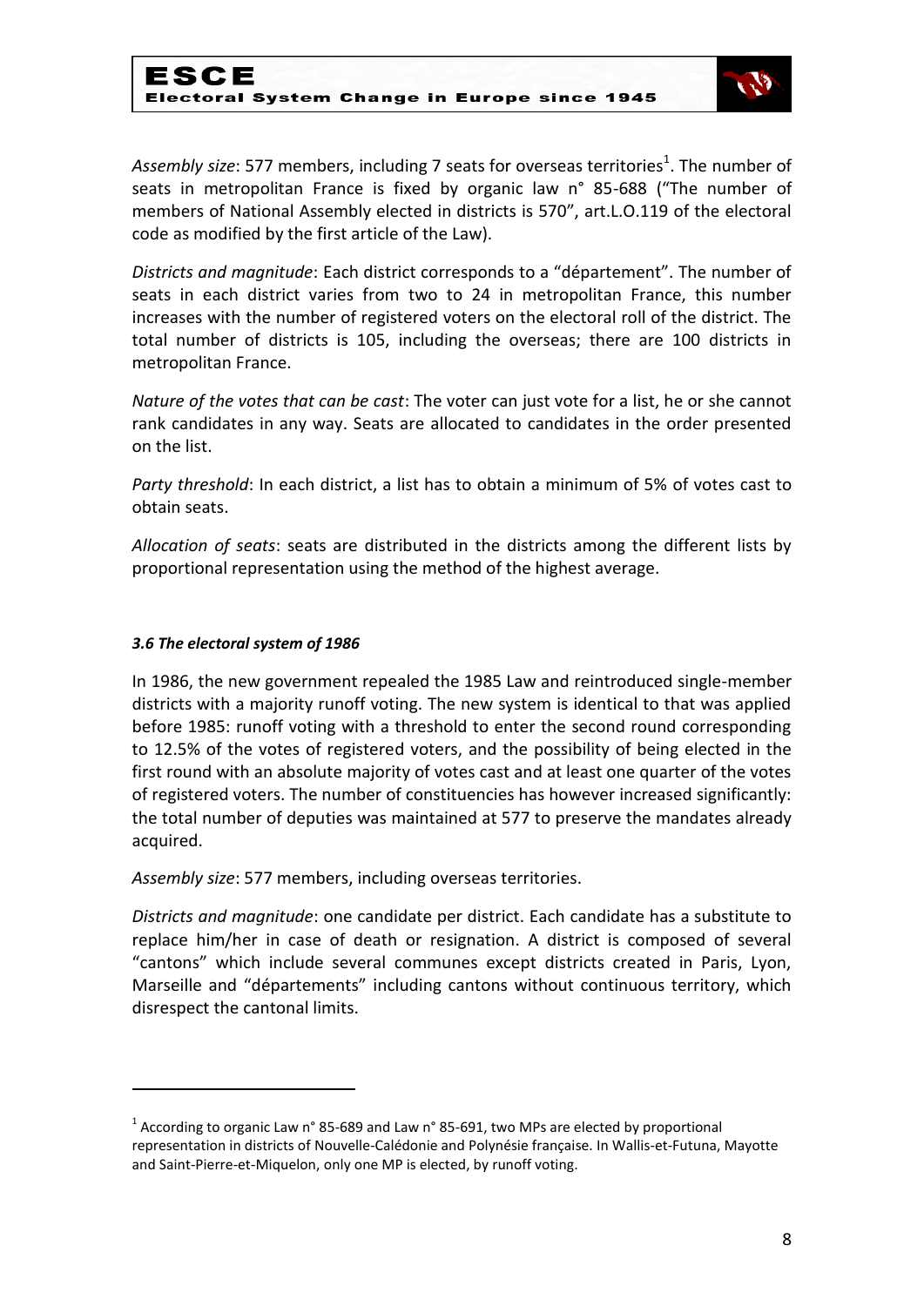*Assembly size*: 577 members, including 7 seats for overseas territories[1]. The number of seats in metropolitan France is fixed by organic law n° 85-688 ("The number of members of National Assembly elected in districts is 570", art.L.O.119 of the electoral code as modified by the first article of the Law).

*Districts and magnitude*: Each district corresponds to a "département". The number of seats in each district varies from two to 24 in metropolitan France, this number increases with the number of registered voters on the electoral roll of the district. The total number of districts is 105, including the overseas; there are 100 districts in metropolitan France.

*Nature of the votes that can be cast*: The voter can just vote for a list, he or she cannot rank candidates in any way. Seats are allocated to candidates in the order presented on the list.

*Party threshold*: In each district, a list has to obtain a minimum of 5% of votes cast to obtain seats.

*Allocation of seats*: seats are distributed in the districts among the different lists by proportional representation using the method of the highest average.

### *3.6 The electoral system of 1986*

In 1986, the new government repealed the 1985 Law and reintroduced single-member districts with a majority runoff voting. The new system is identical to that was applied before 1985: runoff voting with a threshold to enter the second round corresponding to 12.5% of the votes of registered voters, and the possibility of being elected in the first round with an absolute majority of votes cast and at least one quarter of the votes of registered voters. The number of constituencies has however increased significantly: the total number of deputies was maintained at 577 to preserve the mandates already acquired.

*Assembly size*: 577 members, including overseas territories.

*Districts and magnitude*: one candidate per district. Each candidate has a substitute to replace him/her in case of death or resignation. A district is composed of several "cantons" which include several communes except districts created in Paris, Lyon, Marseille and "départements" including cantons without continuous territory, which disrespect the cantonal limits.

---

[1] According to organic Law n° 85-689 and Law n° 85-691, two MPs are elected by proportional representation in districts of Nouvelle-Calédonie and Polynésie française. In Wallis-et-Futuna, Mayotte and Saint-Pierre-et-Miquelon, only one MP is elected, by runoff voting.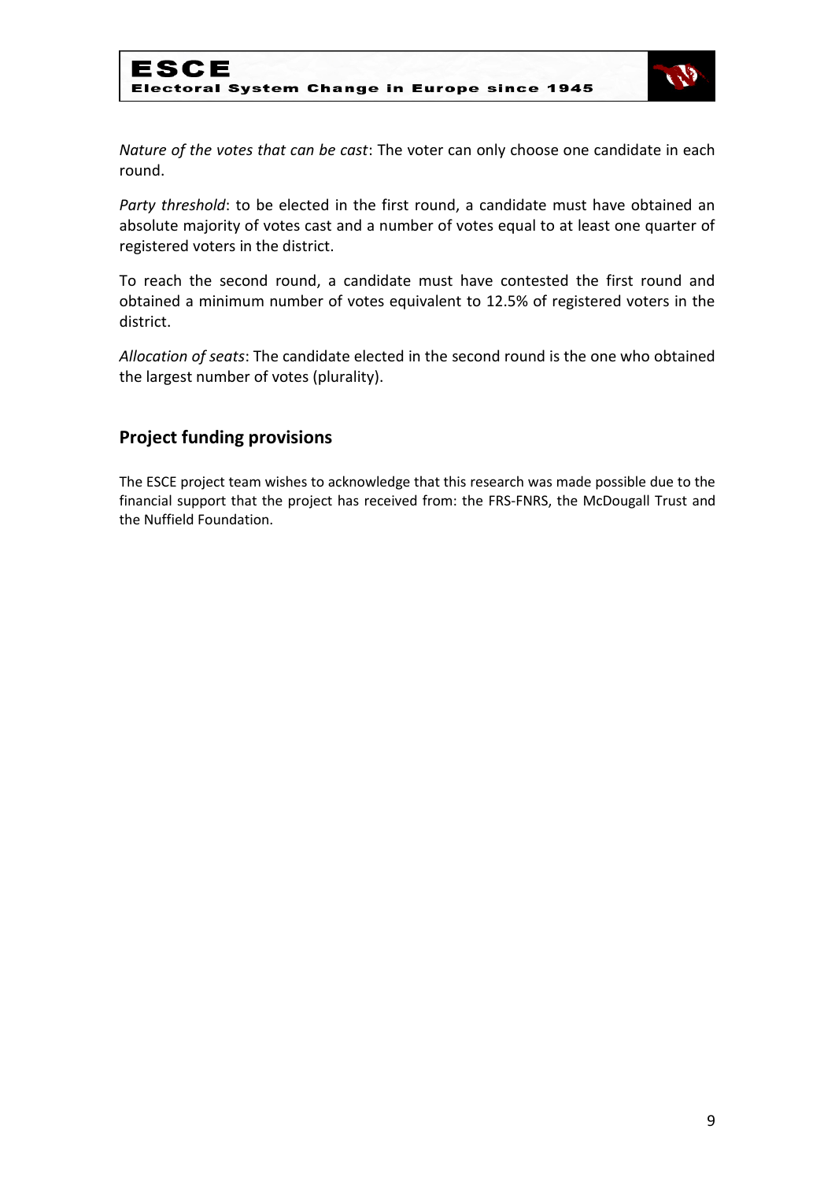*Nature of the votes that can be cast*: The voter can only choose one candidate in each round.

*Party threshold*: to be elected in the first round, a candidate must have obtained an absolute majority of votes cast and a number of votes equal to at least one quarter of registered voters in the district.

To reach the second round, a candidate must have contested the first round and obtained a minimum number of votes equivalent to 12.5% of registered voters in the district.

*Allocation of seats*: The candidate elected in the second round is the one who obtained the largest number of votes (plurality).

## Project funding provisions

The ESCE project team wishes to acknowledge that this research was made possible due to the financial support that the project has received from: the FRS-FNRS, the McDougall Trust and the Nuffield Foundation.